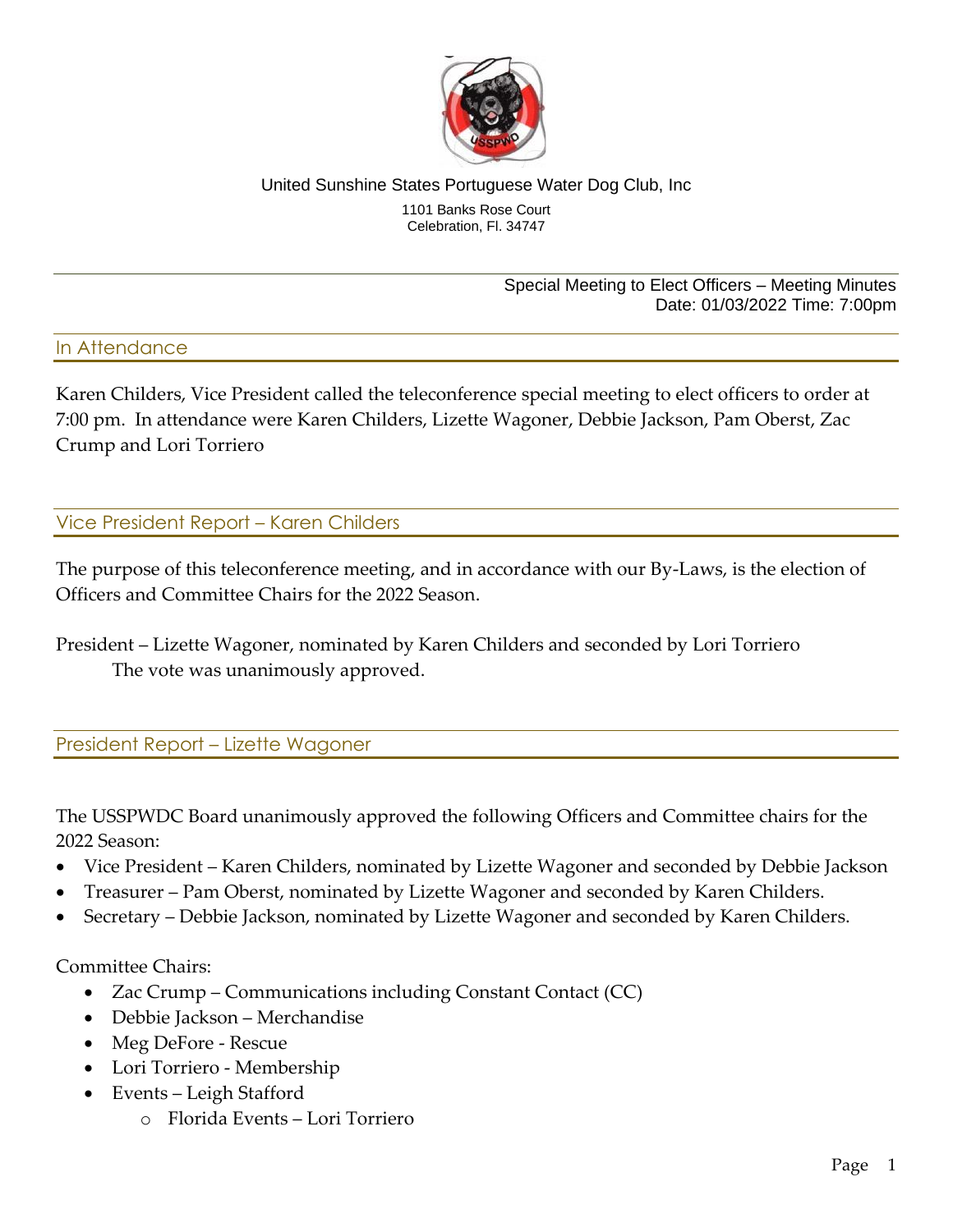United Sunshine States Portuguese Water Dog Club, Inc

1101 Banks Rose Court
Celebration, Fl. 34747

Special Meeting to Elect Officers – Meeting Minutes
Date: 01/03/2022 Time: 7:00pm

## In Attendance

Karen Childers, Vice President called the teleconference special meeting to elect officers to order at 7:00 pm. In attendance were Karen Childers, Lizette Wagoner, Debbie Jackson, Pam Oberst, Zac Crump and Lori Torriero

## Vice President Report – Karen Childers

The purpose of this teleconference meeting, and in accordance with our By-Laws, is the election of Officers and Committee Chairs for the 2022 Season.

President – Lizette Wagoner, nominated by Karen Childers and seconded by Lori Torriero
The vote was unanimously approved.

## President Report – Lizette Wagoner

The USSPWDC Board unanimously approved the following Officers and Committee chairs for the 2022 Season:

- Vice President – Karen Childers, nominated by Lizette Wagoner and seconded by Debbie Jackson
- Treasurer – Pam Oberst, nominated by Lizette Wagoner and seconded by Karen Childers.
- Secretary – Debbie Jackson, nominated by Lizette Wagoner and seconded by Karen Childers.

Committee Chairs:

- Zac Crump – Communications including Constant Contact (CC)
- Debbie Jackson – Merchandise
- Meg DeFore - Rescue
- Lori Torriero - Membership
- Events – Leigh Stafford
    - Florida Events – Lori Torriero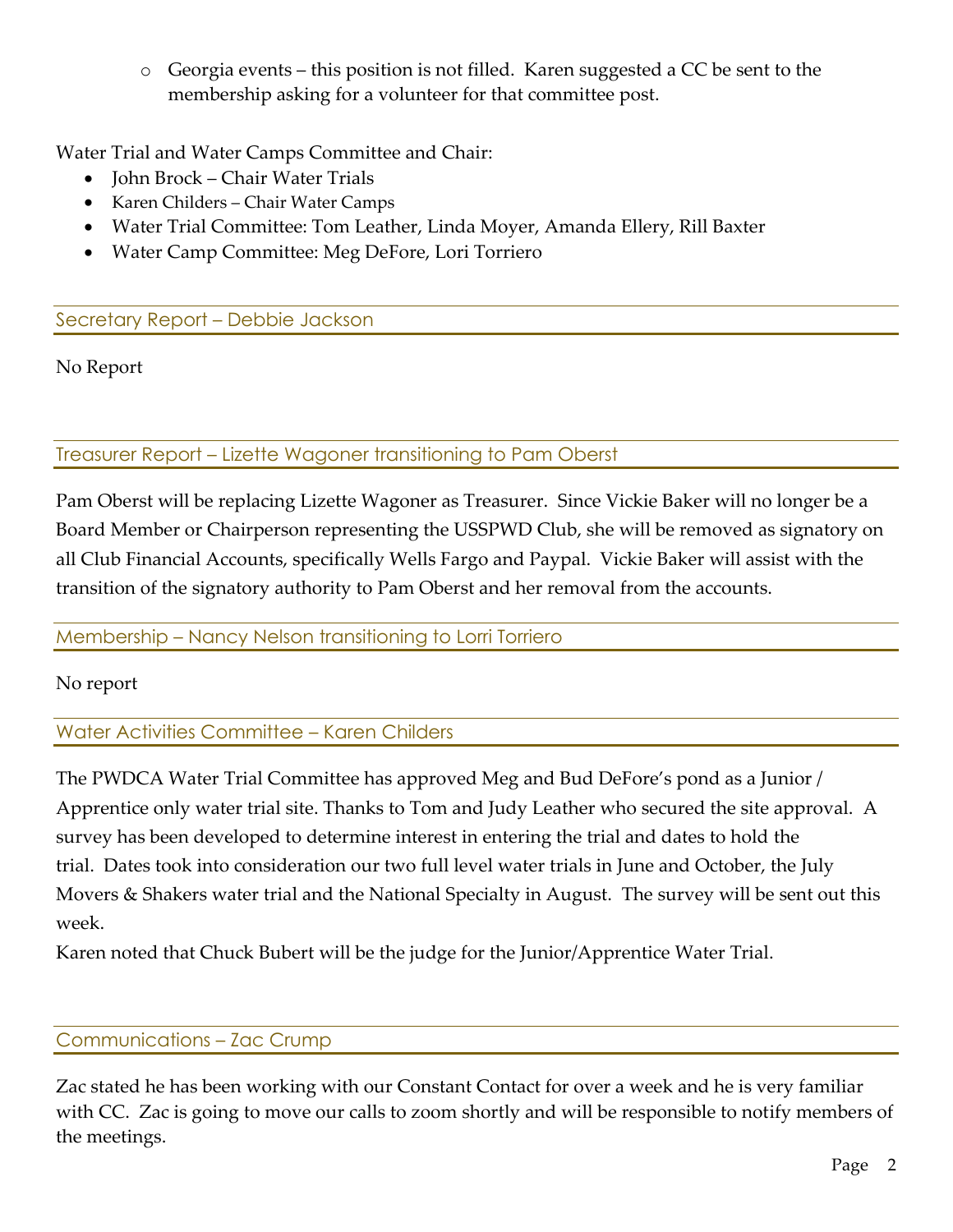- Georgia events – this position is not filled. Karen suggested a CC be sent to the membership asking for a volunteer for that committee post.

Water Trial and Water Camps Committee and Chair:

- John Brock – Chair Water Trials
- Karen Childers – Chair Water Camps
- Water Trial Committee: Tom Leather, Linda Moyer, Amanda Ellery, Rill Baxter
- Water Camp Committee: Meg DeFore, Lori Torriero

## Secretary Report – Debbie Jackson

No Report

## Treasurer Report – Lizette Wagoner transitioning to Pam Oberst

Pam Oberst will be replacing Lizette Wagoner as Treasurer. Since Vickie Baker will no longer be a Board Member or Chairperson representing the USSPWD Club, she will be removed as signatory on all Club Financial Accounts, specifically Wells Fargo and Paypal. Vickie Baker will assist with the transition of the signatory authority to Pam Oberst and her removal from the accounts.

## Membership – Nancy Nelson transitioning to Lorri Torriero

No report

## Water Activities Committee – Karen Childers

The PWDCA Water Trial Committee has approved Meg and Bud DeFore's pond as a Junior / Apprentice only water trial site. Thanks to Tom and Judy Leather who secured the site approval. A survey has been developed to determine interest in entering the trial and dates to hold the trial. Dates took into consideration our two full level water trials in June and October, the July Movers & Shakers water trial and the National Specialty in August. The survey will be sent out this week.

Karen noted that Chuck Bubert will be the judge for the Junior/Apprentice Water Trial.

## Communications – Zac Crump

Zac stated he has been working with our Constant Contact for over a week and he is very familiar with CC. Zac is going to move our calls to zoom shortly and will be responsible to notify members of the meetings.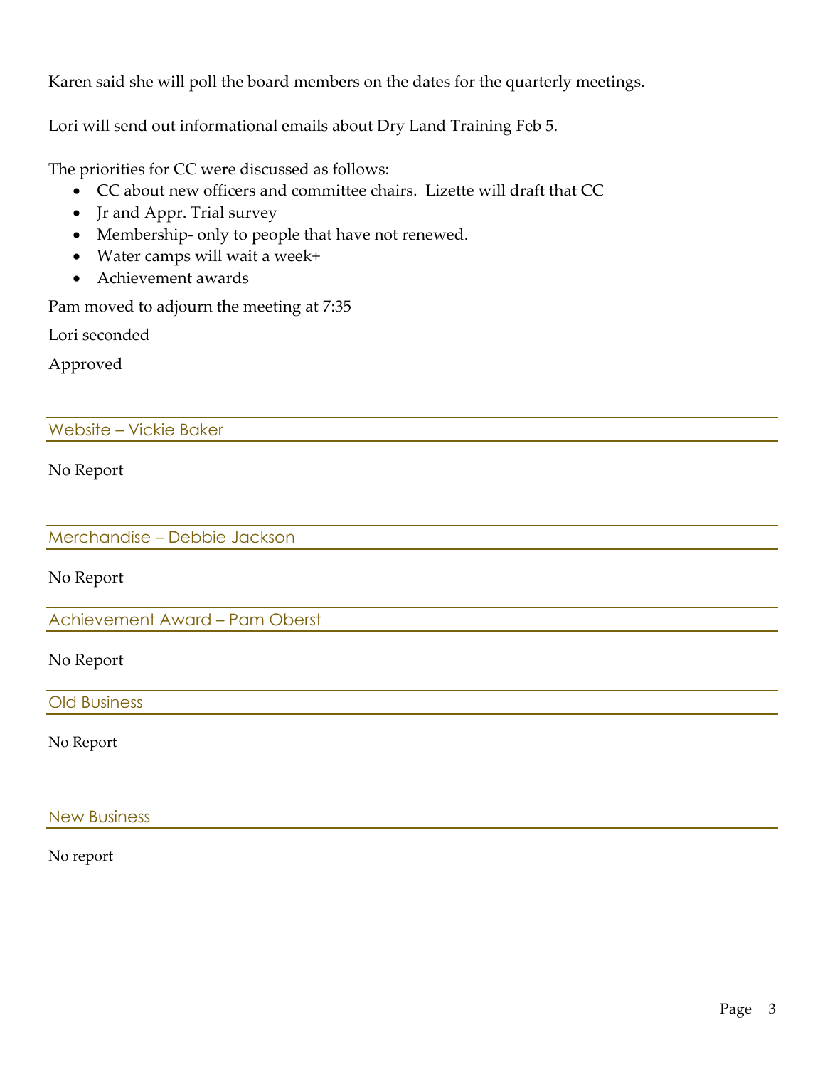Karen said she will poll the board members on the dates for the quarterly meetings.

Lori will send out informational emails about Dry Land Training Feb 5.

The priorities for CC were discussed as follows:

- CC about new officers and committee chairs. Lizette will draft that CC
- Jr and Appr. Trial survey
- Membership- only to people that have not renewed.
- Water camps will wait a week+
- Achievement awards

Pam moved to adjourn the meeting at 7:35

Lori seconded

Approved

## Website – Vickie Baker

No Report

## Merchandise – Debbie Jackson

No Report

## Achievement Award – Pam Oberst

No Report

## Old Business

No Report

## New Business

No report